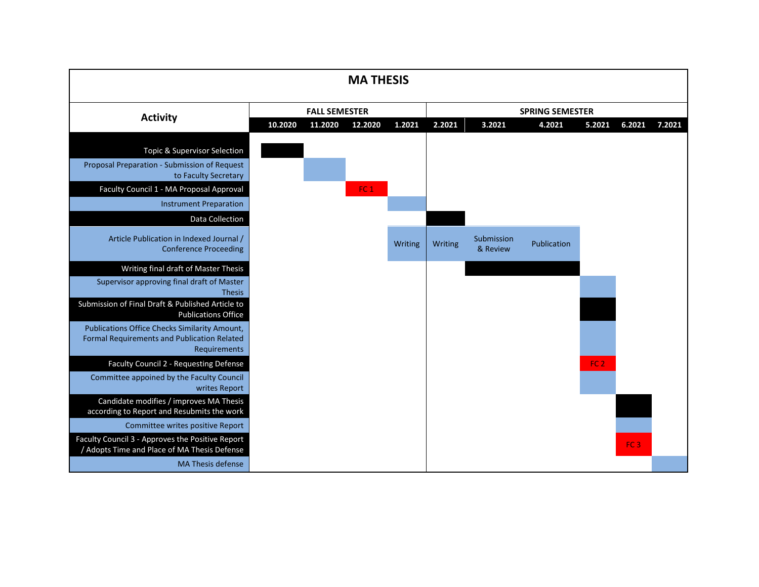# MA THESIS

| Activity | FALL SEMESTER | | | | SPRING SEMESTER | | | | | |
|---|---|---|---|---|---|---|---|---|---|---|
| | 10.2020 | 11.2020 | 12.2020 | 1.2021 | 2.2021 | 3.2021 | 4.2021 | 5.2021 | 6.2021 | 7.2021 |
| Topic & Supervisor Selection | | | | | | | | | | |
| Proposal Preparation - Submission of Request to Faculty Secretary | | | | | | | | | | |
| Faculty Council 1 - MA Proposal Approval | | | FC 1 | | | | | | | |
| Instrument Preparation | | | | | | | | | | |
| Data Collection | | | | | | | | | | |
| Article Publication in Indexed Journal / Conference Proceeding | | | | Writing | Writing | Submission & Review | Publication | | | |
| Writing final draft of Master Thesis | | | | | | | | | | |
| Supervisor approving final draft of Master Thesis | | | | | | | | | | |
| Submission of Final Draft & Published Article to Publications Office | | | | | | | | | | |
| Publications Office Checks Similarity Amount, Formal Requirements and Publication Related Requirements | | | | | | | | | | |
| Faculty Council 2 - Requesting Defense | | | | | | | | FC 2 | | |
| Committee appoined by the Faculty Council writes Report | | | | | | | | | | |
| Candidate modifies / improves MA Thesis according to Report and Resubmits the work | | | | | | | | | | |
| Committee writes positive Report | | | | | | | | | | |
| Faculty Council 3 - Approves the Positive Report / Adopts Time and Place of MA Thesis Defense | | | | | | | | | FC 3 | |
| MA Thesis defense | | | | | | | | | | |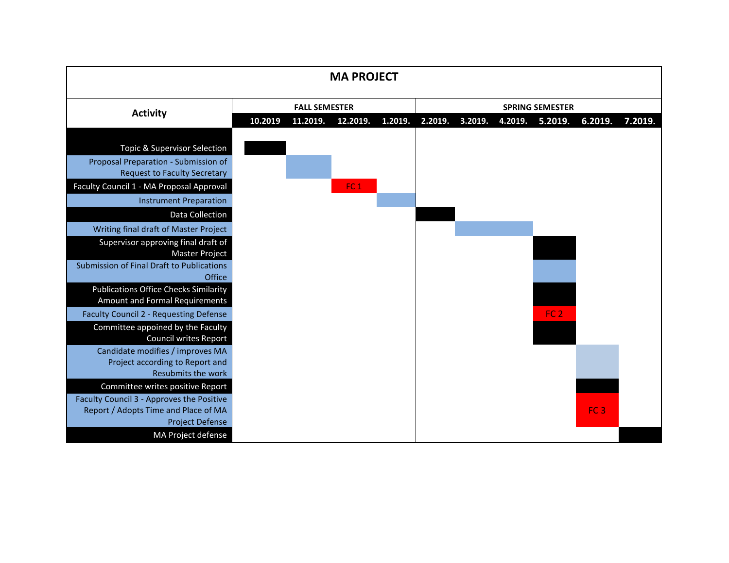# MA PROJECT

| Activity | FALL SEMESTER | | | | SPRING SEMESTER | | | | | |
|---|---|---|---|---|---|---|---|---|---|---|
| | 10.2019 | 11.2019. | 12.2019. | 1.2019. | 2.2019. | 3.2019. | 4.2019. | 5.2019. | 6.2019. | 7.2019. |
| Topic & Supervisor Selection | | | | | | | | | | |
| Proposal Preparation - Submission of Request to Faculty Secretary | | | | | | | | | | |
| Faculty Council 1 - MA Proposal Approval | | | FC 1 | | | | | | | |
| Instrument Preparation | | | | | | | | | | |
| Data Collection | | | | | | | | | | |
| Writing final draft of Master Project | | | | | | | | | | |
| Supervisor approving final draft of Master Project | | | | | | | | | | |
| Submission of Final Draft to Publications Office | | | | | | | | | | |
| Publications Office Checks Similarity Amount and Formal Requirements | | | | | | | | | | |
| Faculty Council 2 - Requesting Defense | | | | | | | | FC 2 | | |
| Committee appoined by the Faculty Council writes Report | | | | | | | | | | |
| Candidate modifies / improves MA Project according to Report and Resubmits the work | | | | | | | | | | |
| Committee writes positive Report | | | | | | | | | | |
| Faculty Council 3 - Approves the Positive Report / Adopts Time and Place of MA Project Defense | | | | | | | | | FC 3 | |
| MA Project defense | | | | | | | | | | |